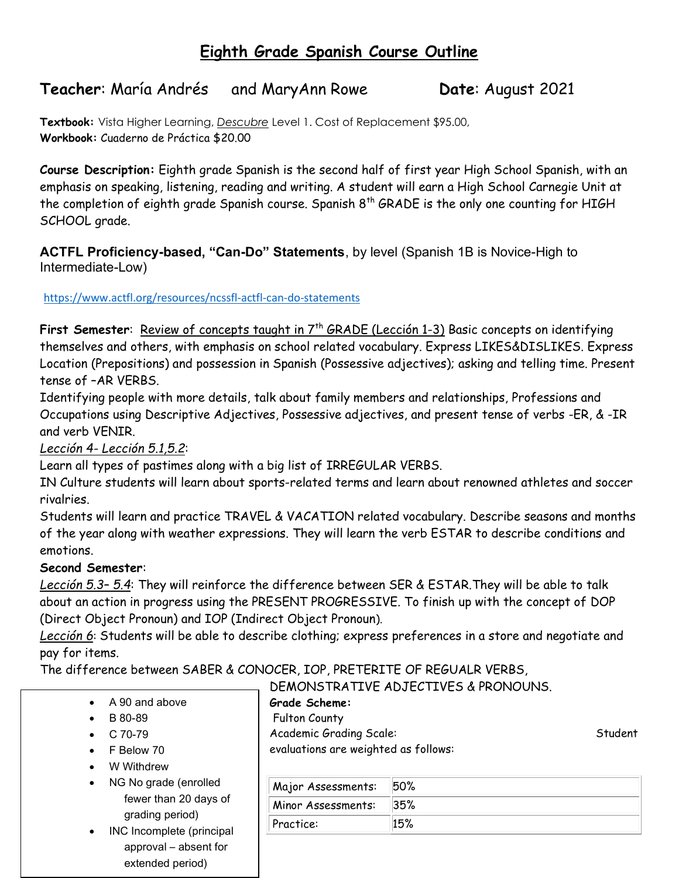# Eighth Grade Spanish Course Outline

**Teacher**: María Andrés and MaryAnn Rowe **Date**: August 2021

**Textbook:** Vista Higher Learning, *Descubre* Level 1. Cost of Replacement $95.00,
**Workbook:** Cuaderno de Práctica $20.00

**Course Description:** Eighth grade Spanish is the second half of first year High School Spanish, with an emphasis on speaking, listening, reading and writing. A student will earn a High School Carnegie Unit at the completion of eighth grade Spanish course. Spanish 8th GRADE is the only one counting for HIGH SCHOOL grade.

**ACTFL Proficiency-based, "Can-Do" Statements**, by level (Spanish 1B is Novice-High to Intermediate-Low)

https://www.actfl.org/resources/ncssfl-actfl-can-do-statements

**First Semester**: Review of concepts taught in 7th GRADE (Lección 1-3) Basic concepts on identifying themselves and others, with emphasis on school related vocabulary. Express LIKES&DISLIKES. Express Location (Prepositions) and possession in Spanish (Possessive adjectives); asking and telling time. Present tense of –AR VERBS.
Identifying people with more details, talk about family members and relationships, Professions and Occupations using Descriptive Adjectives, Possessive adjectives, and present tense of verbs -ER, & -IR and verb VENIR.
*Lección 4- Lección 5.1,5.2*:
Learn all types of pastimes along with a big list of IRREGULAR VERBS.
IN Culture students will learn about sports-related terms and learn about renowned athletes and soccer rivalries.
Students will learn and practice TRAVEL & VACATION related vocabulary. Describe seasons and months of the year along with weather expressions. They will learn the verb ESTAR to describe conditions and emotions.

**Second Semester**:
*Lección 5.3– 5.4*: They will reinforce the difference between SER & ESTAR.They will be able to talk about an action in progress using the PRESENT PROGRESSIVE. To finish up with the concept of DOP (Direct Object Pronoun) and IOP (Indirect Object Pronoun).
*Lección 6*: Students will be able to describe clothing; express preferences in a store and negotiate and pay for items.
The difference between SABER & CONOCER, IOP, PRETERITE OF REGUALR VERBS, DEMONSTRATIVE ADJECTIVES & PRONOUNS.

**Grade Scheme:**
Fulton County
Academic Grading Scale:

- A 90 and above
- B 80-89
- C 70-79
- F Below 70
- W Withdrew
- NG No grade (enrolled fewer than 20 days of grading period)
- INC Incomplete (principal approval – absent for extended period)

Student evaluations are weighted as follows:

| Major Assessments: | 50% |
|---|---|
| Minor Assessments: | 35% |
| Practice: | 15% |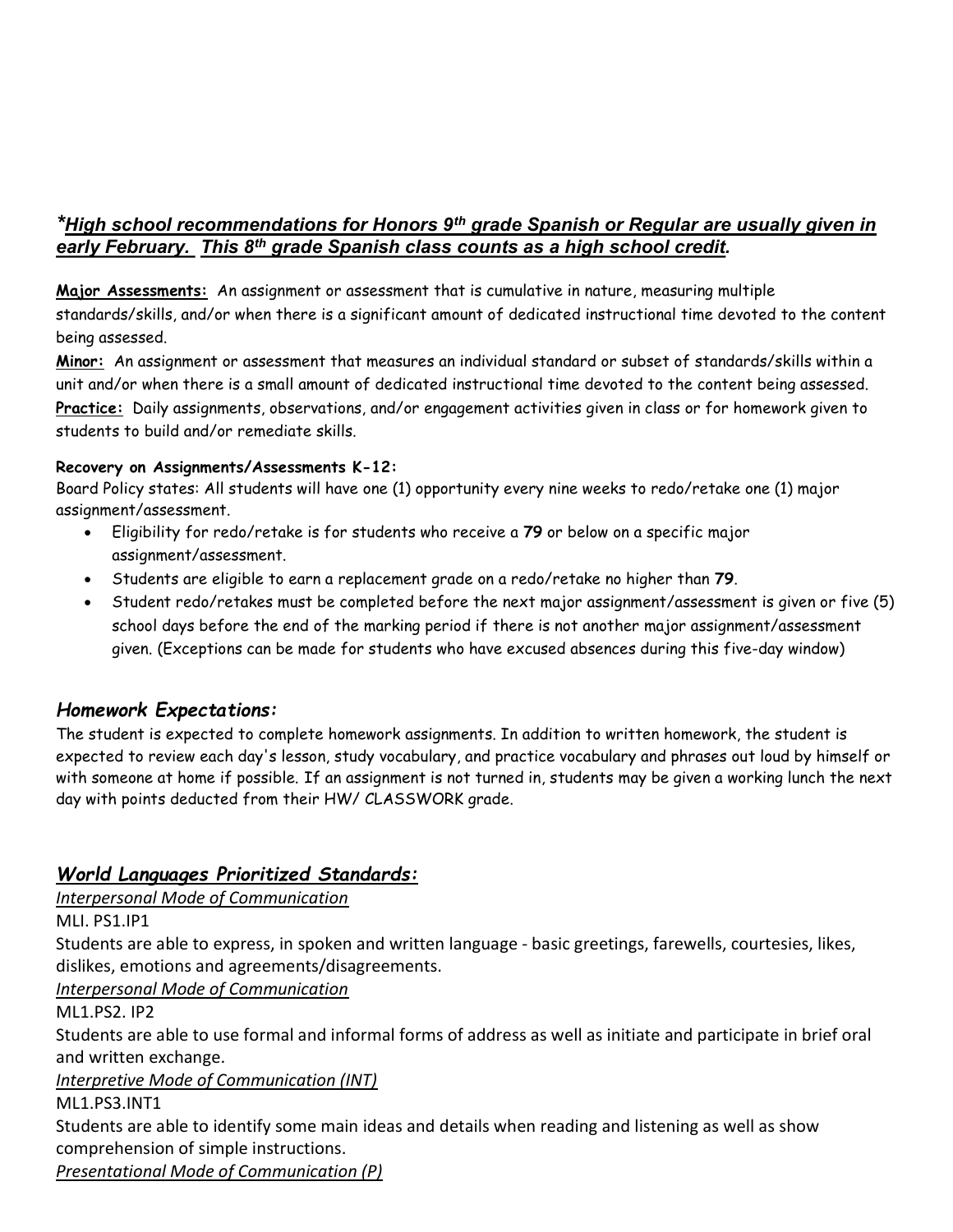***High school recommendations for Honors 9th grade Spanish or Regular are usually given in early February. This 8th grade Spanish class counts as a high school credit.***

**Major Assessments:** An assignment or assessment that is cumulative in nature, measuring multiple standards/skills, and/or when there is a significant amount of dedicated instructional time devoted to the content being assessed.

**Minor:** An assignment or assessment that measures an individual standard or subset of standards/skills within a unit and/or when there is a small amount of dedicated instructional time devoted to the content being assessed.

**Practice:** Daily assignments, observations, and/or engagement activities given in class or for homework given to students to build and/or remediate skills.

**Recovery on Assignments/Assessments K-12:**

Board Policy states: All students will have one (1) opportunity every nine weeks to redo/retake one (1) major assignment/assessment.

- Eligibility for redo/retake is for students who receive a **79** or below on a specific major assignment/assessment.
- Students are eligible to earn a replacement grade on a redo/retake no higher than **79**.
- Student redo/retakes must be completed before the next major assignment/assessment is given or five (5) school days before the end of the marking period if there is not another major assignment/assessment given. (Exceptions can be made for students who have excused absences during this five-day window)

### *Homework Expectations:*

The student is expected to complete homework assignments. In addition to written homework, the student is expected to review each day's lesson, study vocabulary, and practice vocabulary and phrases out loud by himself or with someone at home if possible. If an assignment is not turned in, students may be given a working lunch the next day with points deducted from their HW/ CLASSWORK grade.

### ***World Languages Prioritized Standards:***

*Interpersonal Mode of Communication*

MLI. PS1.IP1

Students are able to express, in spoken and written language - basic greetings, farewells, courtesies, likes, dislikes, emotions and agreements/disagreements.

*Interpersonal Mode of Communication*

ML1.PS2. IP2

Students are able to use formal and informal forms of address as well as initiate and participate in brief oral and written exchange.

*Interpretive Mode of Communication (INT)*

ML1.PS3.INT1

Students are able to identify some main ideas and details when reading and listening as well as show comprehension of simple instructions.

*Presentational Mode of Communication (P)*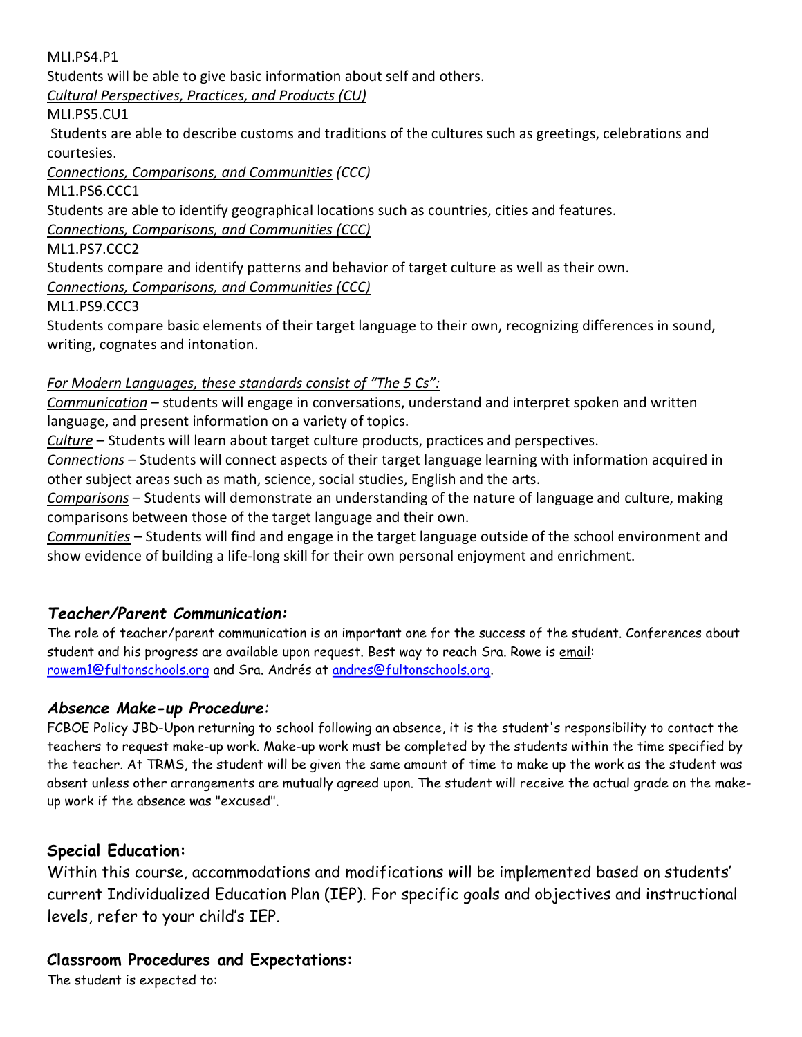MLI.PS4.P1

Students will be able to give basic information about self and others.

*Cultural Perspectives, Practices, and Products (CU)*

MLI.PS5.CU1

Students are able to describe customs and traditions of the cultures such as greetings, celebrations and courtesies.

*Connections, Comparisons, and Communities* *(CCC)*

ML1.PS6.CCC1

Students are able to identify geographical locations such as countries, cities and features.

*Connections, Comparisons, and Communities (CCC)*

ML1.PS7.CCC2

Students compare and identify patterns and behavior of target culture as well as their own.

*Connections, Comparisons, and Communities (CCC)*

ML1.PS9.CCC3

Students compare basic elements of their target language to their own, recognizing differences in sound, writing, cognates and intonation.

*For Modern Languages, these standards consist of "The 5 Cs":*

*Communication* – students will engage in conversations, understand and interpret spoken and written language, and present information on a variety of topics.

*Culture* – Students will learn about target culture products, practices and perspectives.

*Connections* – Students will connect aspects of their target language learning with information acquired in other subject areas such as math, science, social studies, English and the arts.

*Comparisons* – Students will demonstrate an understanding of the nature of language and culture, making comparisons between those of the target language and their own.

*Communities* – Students will find and engage in the target language outside of the school environment and show evidence of building a life-long skill for their own personal enjoyment and enrichment.

## *Teacher/Parent Communication:*

The role of teacher/parent communication is an important one for the success of the student. Conferences about student and his progress are available upon request. Best way to reach Sra. Rowe is email: rowem1@fultonschools.org and Sra. Andrés at andres@fultonschools.org.

## *Absence Make-up Procedure:*

FCBOE Policy JBD-Upon returning to school following an absence, it is the student's responsibility to contact the teachers to request make-up work. Make-up work must be completed by the students within the time specified by the teacher. At TRMS, the student will be given the same amount of time to make up the work as the student was absent unless other arrangements are mutually agreed upon. The student will receive the actual grade on the make-up work if the absence was "excused".

## **Special Education:**

Within this course, accommodations and modifications will be implemented based on students' current Individualized Education Plan (IEP). For specific goals and objectives and instructional levels, refer to your child's IEP.

## **Classroom Procedures and Expectations:**

The student is expected to: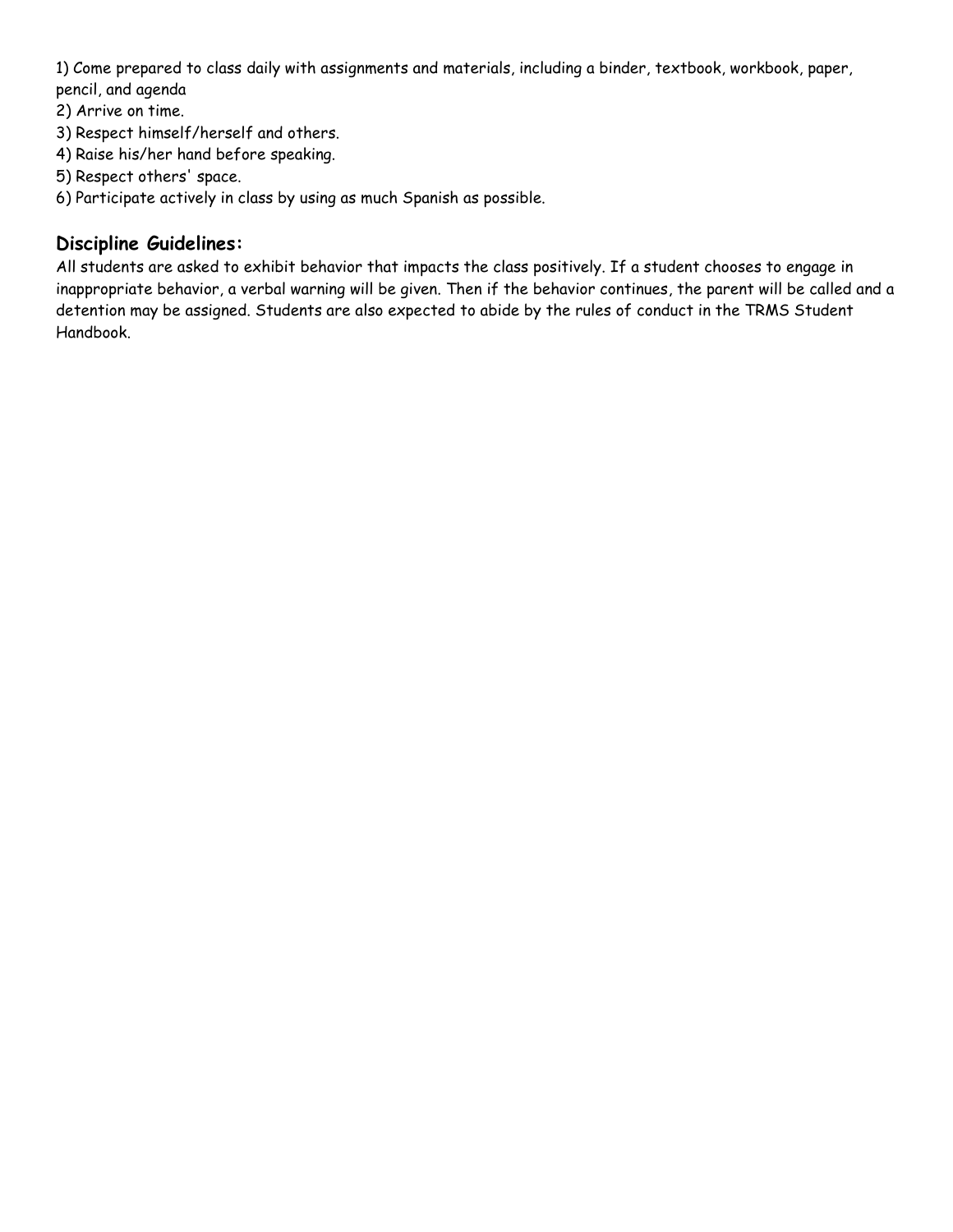1) Come prepared to class daily with assignments and materials, including a binder, textbook, workbook, paper, pencil, and agenda
2) Arrive on time.
3) Respect himself/herself and others.
4) Raise his/her hand before speaking.
5) Respect others' space.
6) Participate actively in class by using as much Spanish as possible.

## Discipline Guidelines:

All students are asked to exhibit behavior that impacts the class positively. If a student chooses to engage in inappropriate behavior, a verbal warning will be given. Then if the behavior continues, the parent will be called and a detention may be assigned. Students are also expected to abide by the rules of conduct in the TRMS Student Handbook.